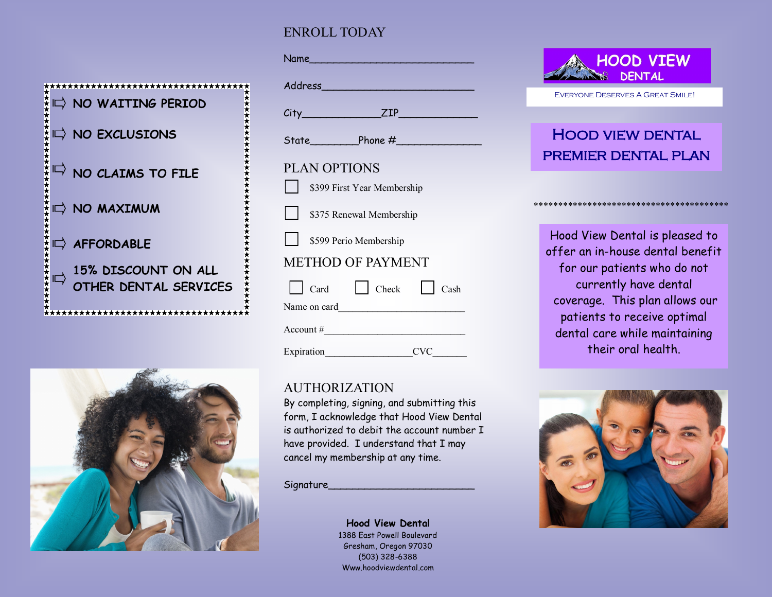- NO WAITING PERIOD
- NO EXCLUSIONS
- NO CLAIMS TO FILE
- NO MAXIMUM
- AFFORDABLE
- 15% DISCOUNT ON ALL OTHER DENTAL SERVICES

## ENROLL TODAY

Name______________________________

Address___________________________

City_____________ZIP_____________

State________Phone #______________

## PLAN OPTIONS

☐ $399 First Year Membership

☐ $375 Renewal Membership

☐ $599 Perio Membership

## METHOD OF PAYMENT

☐ Card ☐ Check ☐ Cash

Name on card________________________

Account #___________________________

Expiration________________CVC______

## AUTHORIZATION

By completing, signing, and submitting this form, I acknowledge that Hood View Dental is authorized to debit the account number I have provided. I understand that I may cancel my membership at any time.

Signature__________________________

**Hood View Dental**
1388 East Powell Boulevard
Gresham, Oregon 97030
(503) 328-6388
Www.hoodviewdental.com

**HOOD VIEW DENTAL**

EVERYONE DESERVES A GREAT SMILE!

# HOOD VIEW DENTAL PREMIER DENTAL PLAN

****************************************

Hood View Dental is pleased to offer an in-house dental benefit for our patients who do not currently have dental coverage. This plan allows our patients to receive optimal dental care while maintaining their oral health.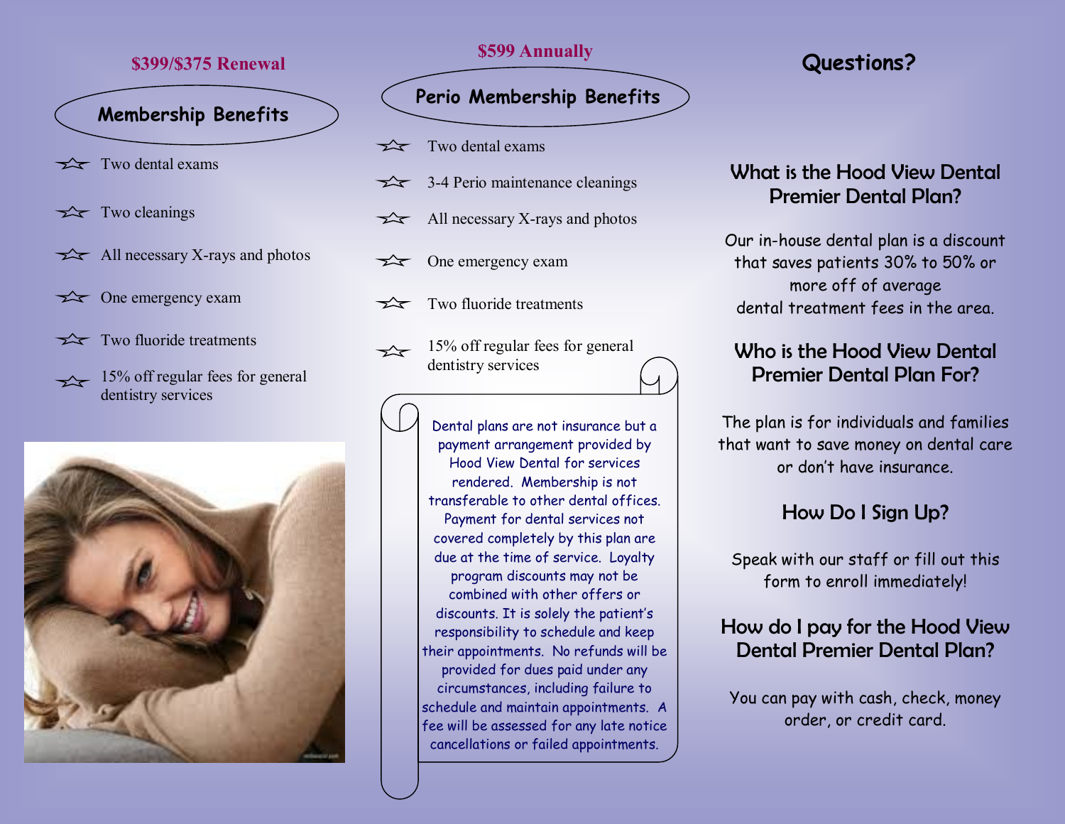**$399/$375 Renewal**

## Membership Benefits

- Two dental exams
- Two cleanings
- All necessary X-rays and photos
- One emergency exam
- Two fluoride treatments
- 15% off regular fees for general dentistry services

**$599 Annually**

## Perio Membership Benefits

- Two dental exams
- 3-4 Perio maintenance cleanings
- All necessary X-rays and photos
- One emergency exam
- Two fluoride treatments
- 15% off regular fees for general dentistry services

Dental plans are not insurance but a payment arrangement provided by Hood View Dental for services rendered. Membership is not transferable to other dental offices. Payment for dental services not covered completely by this plan are due at the time of service. Loyalty program discounts may not be combined with other offers or discounts. It is solely the patient's responsibility to schedule and keep their appointments. No refunds will be provided for dues paid under any circumstances, including failure to schedule and maintain appointments. A fee will be assessed for any late notice cancellations or failed appointments.

# Questions?

### What is the Hood View Dental Premier Dental Plan?

Our in-house dental plan is a discount that saves patients 30% to 50% or more off of average dental treatment fees in the area.

### Who is the Hood View Dental Premier Dental Plan For?

The plan is for individuals and families that want to save money on dental care or don't have insurance.

### How Do I Sign Up?

Speak with our staff or fill out this form to enroll immediately!

### How do I pay for the Hood View Dental Premier Dental Plan?

You can pay with cash, check, money order, or credit card.